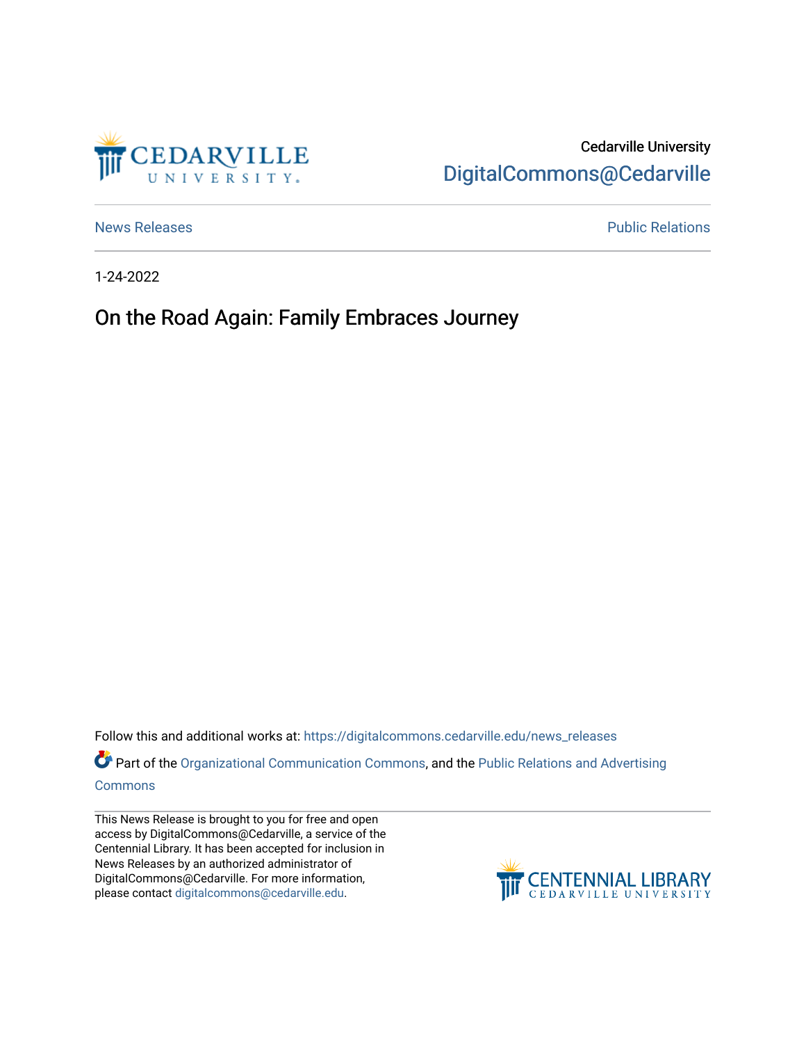Cedarville University
DigitalCommons@Cedarville

News Releases

Public Relations

1-24-2022

# On the Road Again: Family Embraces Journey

Follow this and additional works at: https://digitalcommons.cedarville.edu/news_releases

Part of the Organizational Communication Commons, and the Public Relations and Advertising Commons

This News Release is brought to you for free and open access by DigitalCommons@Cedarville, a service of the Centennial Library. It has been accepted for inclusion in News Releases by an authorized administrator of DigitalCommons@Cedarville. For more information, please contact digitalcommons@cedarville.edu.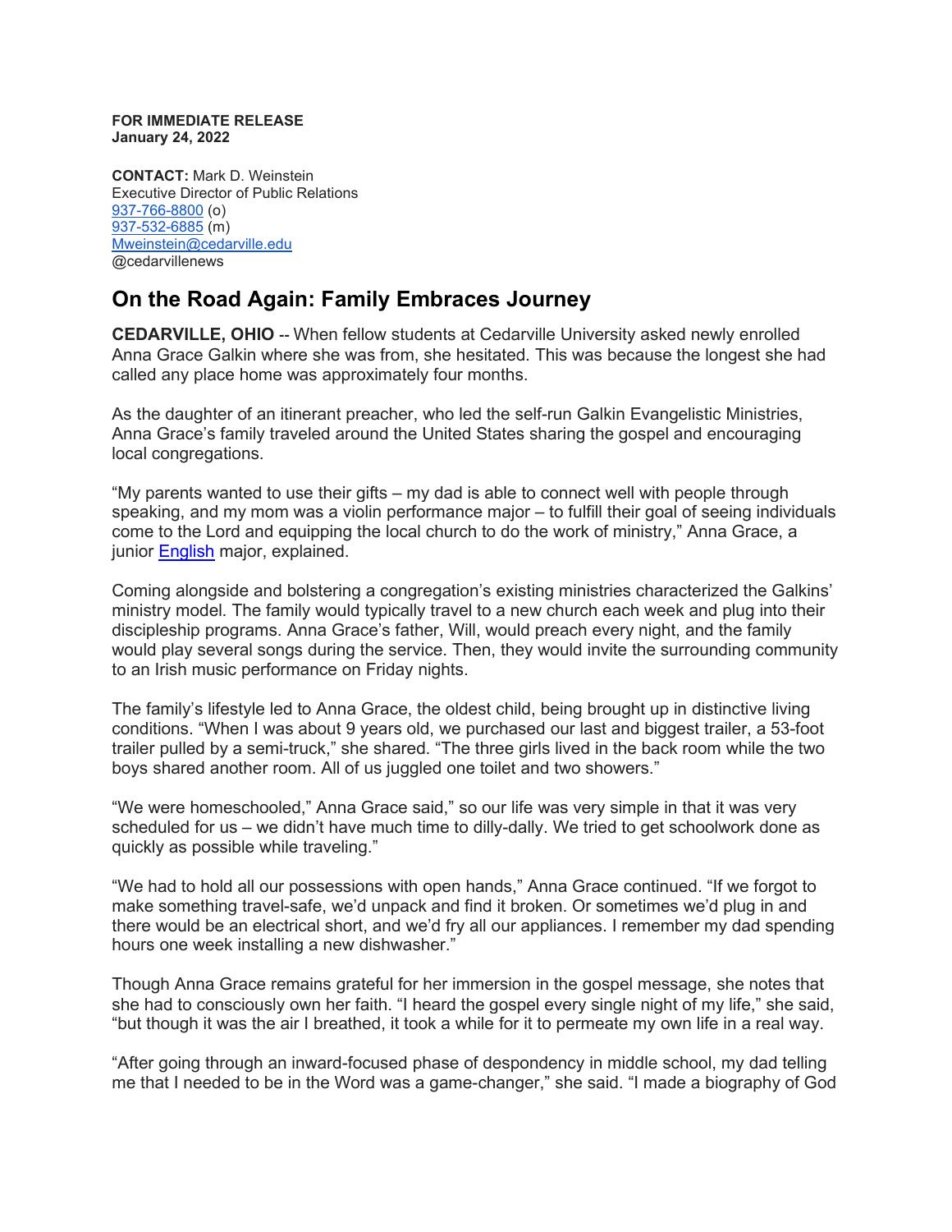**FOR IMMEDIATE RELEASE**
**January 24, 2022**

**CONTACT:** Mark D. Weinstein
Executive Director of Public Relations
[937-766-8800](tel:937-766-8800) (o)
[937-532-6885](tel:937-532-6885) (m)
[Mweinstein@cedarville.edu](mailto:Mweinstein@cedarville.edu)
@cedarvillenews

# On the Road Again: Family Embraces Journey

**CEDARVILLE, OHIO** -- When fellow students at Cedarville University asked newly enrolled Anna Grace Galkin where she was from, she hesitated. This was because the longest she had called any place home was approximately four months.

As the daughter of an itinerant preacher, who led the self-run Galkin Evangelistic Ministries, Anna Grace's family traveled around the United States sharing the gospel and encouraging local congregations.

"My parents wanted to use their gifts – my dad is able to connect well with people through speaking, and my mom was a violin performance major – to fulfill their goal of seeing individuals come to the Lord and equipping the local church to do the work of ministry," Anna Grace, a junior [English](#) major, explained.

Coming alongside and bolstering a congregation's existing ministries characterized the Galkins' ministry model. The family would typically travel to a new church each week and plug into their discipleship programs. Anna Grace's father, Will, would preach every night, and the family would play several songs during the service. Then, they would invite the surrounding community to an Irish music performance on Friday nights.

The family's lifestyle led to Anna Grace, the oldest child, being brought up in distinctive living conditions. "When I was about 9 years old, we purchased our last and biggest trailer, a 53-foot trailer pulled by a semi-truck," she shared. "The three girls lived in the back room while the two boys shared another room. All of us juggled one toilet and two showers."

"We were homeschooled," Anna Grace said," so our life was very simple in that it was very scheduled for us – we didn't have much time to dilly-dally. We tried to get schoolwork done as quickly as possible while traveling."

"We had to hold all our possessions with open hands," Anna Grace continued. "If we forgot to make something travel-safe, we'd unpack and find it broken. Or sometimes we'd plug in and there would be an electrical short, and we'd fry all our appliances. I remember my dad spending hours one week installing a new dishwasher."

Though Anna Grace remains grateful for her immersion in the gospel message, she notes that she had to consciously own her faith. "I heard the gospel every single night of my life," she said, "but though it was the air I breathed, it took a while for it to permeate my own life in a real way.

"After going through an inward-focused phase of despondency in middle school, my dad telling me that I needed to be in the Word was a game-changer," she said. "I made a biography of God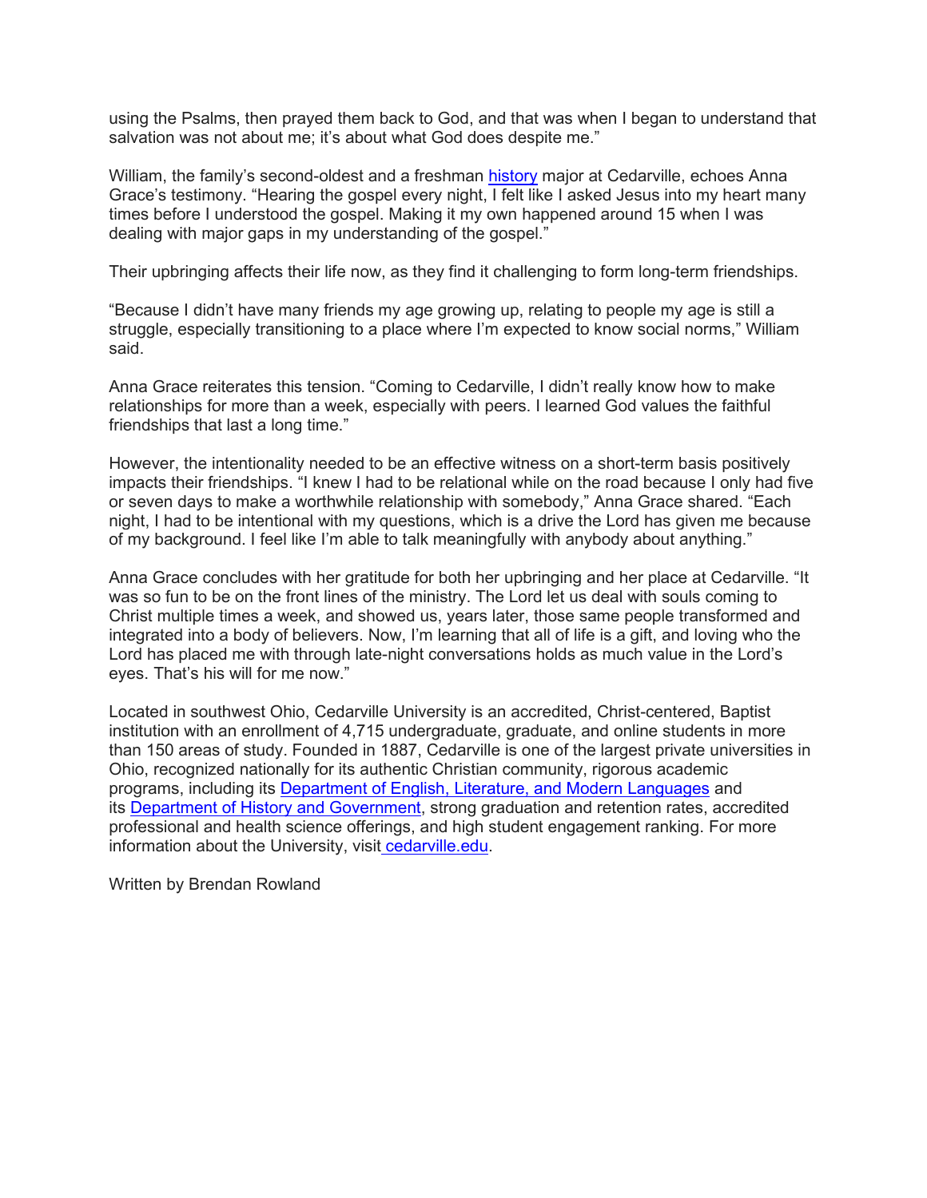using the Psalms, then prayed them back to God, and that was when I began to understand that salvation was not about me; it's about what God does despite me."

William, the family's second-oldest and a freshman history major at Cedarville, echoes Anna Grace's testimony. "Hearing the gospel every night, I felt like I asked Jesus into my heart many times before I understood the gospel. Making it my own happened around 15 when I was dealing with major gaps in my understanding of the gospel."

Their upbringing affects their life now, as they find it challenging to form long-term friendships.

"Because I didn't have many friends my age growing up, relating to people my age is still a struggle, especially transitioning to a place where I'm expected to know social norms," William said.

Anna Grace reiterates this tension. "Coming to Cedarville, I didn't really know how to make relationships for more than a week, especially with peers. I learned God values the faithful friendships that last a long time."

However, the intentionality needed to be an effective witness on a short-term basis positively impacts their friendships. "I knew I had to be relational while on the road because I only had five or seven days to make a worthwhile relationship with somebody," Anna Grace shared. "Each night, I had to be intentional with my questions, which is a drive the Lord has given me because of my background. I feel like I'm able to talk meaningfully with anybody about anything."

Anna Grace concludes with her gratitude for both her upbringing and her place at Cedarville. "It was so fun to be on the front lines of the ministry. The Lord let us deal with souls coming to Christ multiple times a week, and showed us, years later, those same people transformed and integrated into a body of believers. Now, I'm learning that all of life is a gift, and loving who the Lord has placed me with through late-night conversations holds as much value in the Lord's eyes. That's his will for me now."

Located in southwest Ohio, Cedarville University is an accredited, Christ-centered, Baptist institution with an enrollment of 4,715 undergraduate, graduate, and online students in more than 150 areas of study. Founded in 1887, Cedarville is one of the largest private universities in Ohio, recognized nationally for its authentic Christian community, rigorous academic programs, including its Department of English, Literature, and Modern Languages and its Department of History and Government, strong graduation and retention rates, accredited professional and health science offerings, and high student engagement ranking. For more information about the University, visit cedarville.edu.

Written by Brendan Rowland